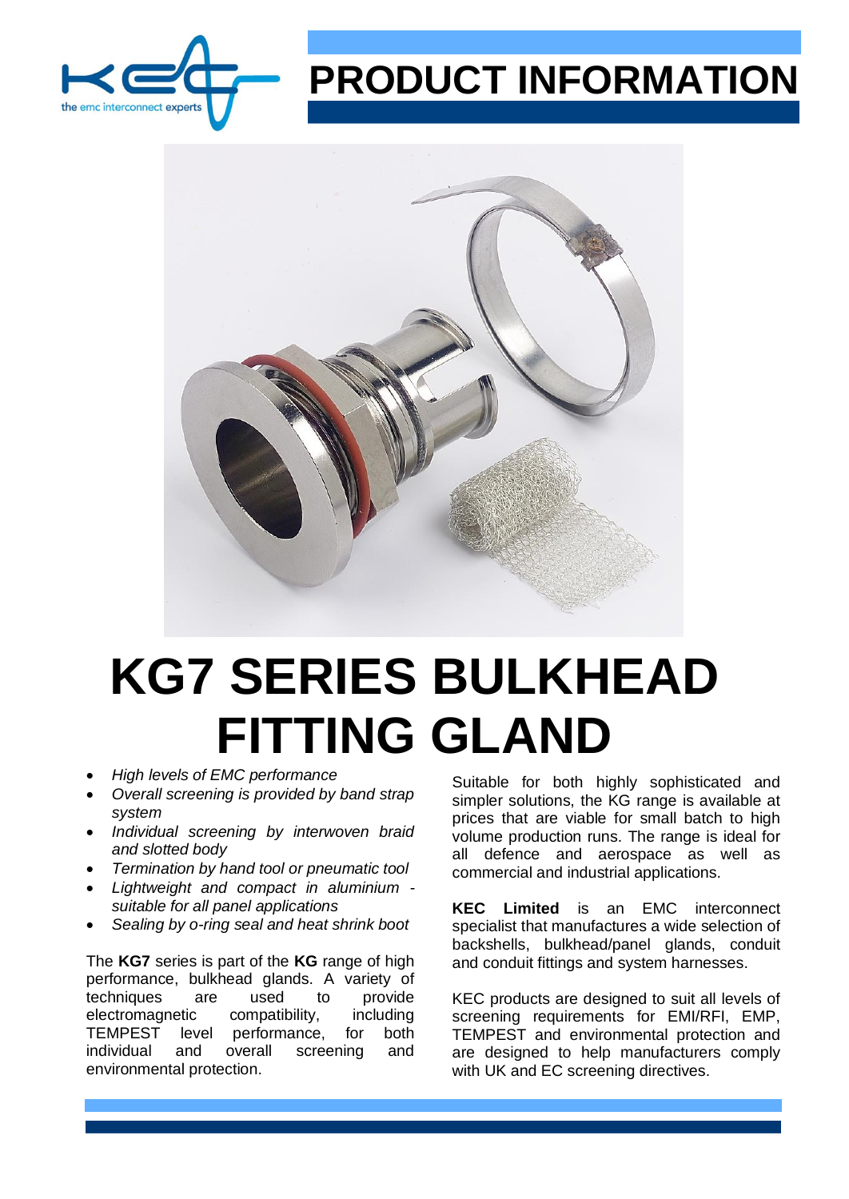# PRODUCT INFORMATION

# KG7 SERIES BULKHEAD FITTING GLAND

- *High levels of EMC performance*
- *Overall screening is provided by band strap system*
- *Individual screening by interwoven braid and slotted body*
- *Termination by hand tool or pneumatic tool*
- *Lightweight and compact in aluminium - suitable for all panel applications*
- *Sealing by o-ring seal and heat shrink boot*

The **KG7** series is part of the **KG** range of high performance, bulkhead glands. A variety of techniques are used to provide electromagnetic compatibility, including TEMPEST level performance, for both individual and overall screening and environmental protection.

Suitable for both highly sophisticated and simpler solutions, the KG range is available at prices that are viable for small batch to high volume production runs. The range is ideal for all defence and aerospace as well as commercial and industrial applications.

**KEC Limited** is an EMC interconnect specialist that manufactures a wide selection of backshells, bulkhead/panel glands, conduit and conduit fittings and system harnesses.

KEC products are designed to suit all levels of screening requirements for EMI/RFI, EMP, TEMPEST and environmental protection and are designed to help manufacturers comply with UK and EC screening directives.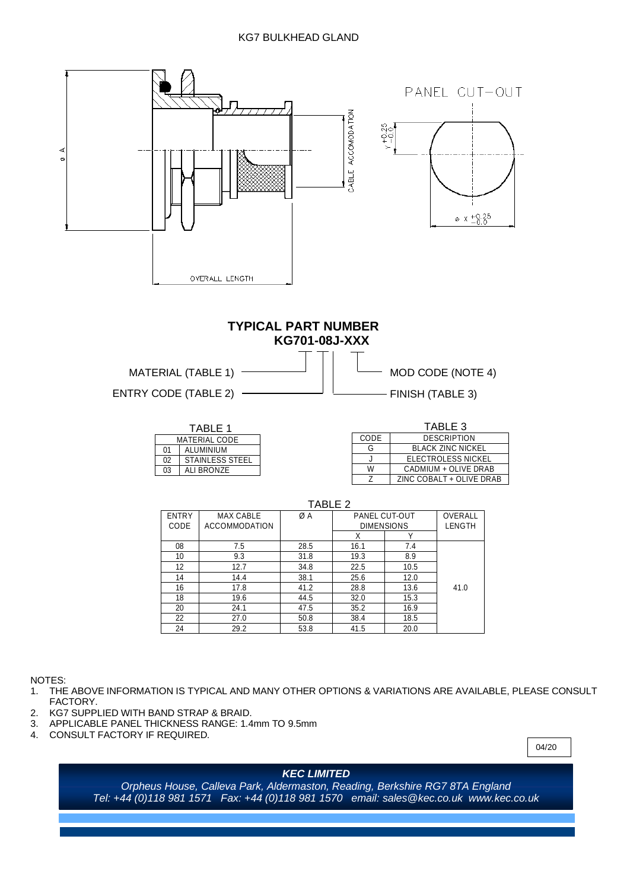# KG7 BULKHEAD GLAND

Ø A

CABLE ACCOMODATION

OVERALL LENGTH

PANEL CUT-OUT

Y $^{+0.25}_{-0.0}$

Ø X $^{+0.25}_{-0.0}$

## TYPICAL PART NUMBER
## KG701-08J-XXX

MATERIAL (TABLE 1)

ENTRY CODE (TABLE 2)

MOD CODE (NOTE 4)

FINISH (TABLE 3)

TABLE 1

| MATERIAL CODE | |
|---|---|
| 01 | ALUMINIUM |
| 02 | STAINLESS STEEL |
| 03 | ALI BRONZE |

TABLE 3

| CODE | DESCRIPTION |
|---|---|
| G | BLACK ZINC NICKEL |
| J | ELECTROLESS NICKEL |
| W | CADMIUM + OLIVE DRAB |
| Z | ZINC COBALT + OLIVE DRAB |

TABLE 2

| ENTRY CODE | MAX CABLE ACCOMMODATION | Ø A | PANEL CUT-OUT DIMENSIONS | | OVERALL LENGTH |
|---|---|---|---|---|---|
| | | | X | Y | |
| 08 | 7.5 | 28.5 | 16.1 | 7.4 | 41.0 |
| 10 | 9.3 | 31.8 | 19.3 | 8.9 | |
| 12 | 12.7 | 34.8 | 22.5 | 10.5 | |
| 14 | 14.4 | 38.1 | 25.6 | 12.0 | |
| 16 | 17.8 | 41.2 | 28.8 | 13.6 | |
| 18 | 19.6 | 44.5 | 32.0 | 15.3 | |
| 20 | 24.1 | 47.5 | 35.2 | 16.9 | |
| 22 | 27.0 | 50.8 | 38.4 | 18.5 | |
| 24 | 29.2 | 53.8 | 41.5 | 20.0 | |

NOTES:
1. THE ABOVE INFORMATION IS TYPICAL AND MANY OTHER OPTIONS & VARIATIONS ARE AVAILABLE, PLEASE CONSULT FACTORY.
2. KG7 SUPPLIED WITH BAND STRAP & BRAID.
3. APPLICABLE PANEL THICKNESS RANGE: 1.4mm TO 9.5mm
4. CONSULT FACTORY IF REQUIRED.

04/20

***KEC LIMITED***

*Orpheus House, Calleva Park, Aldermaston, Reading, Berkshire RG7 8TA England*
*Tel: +44 (0)118 981 1571 Fax: +44 (0)118 981 1570 email: sales@kec.co.uk www.kec.co.uk*